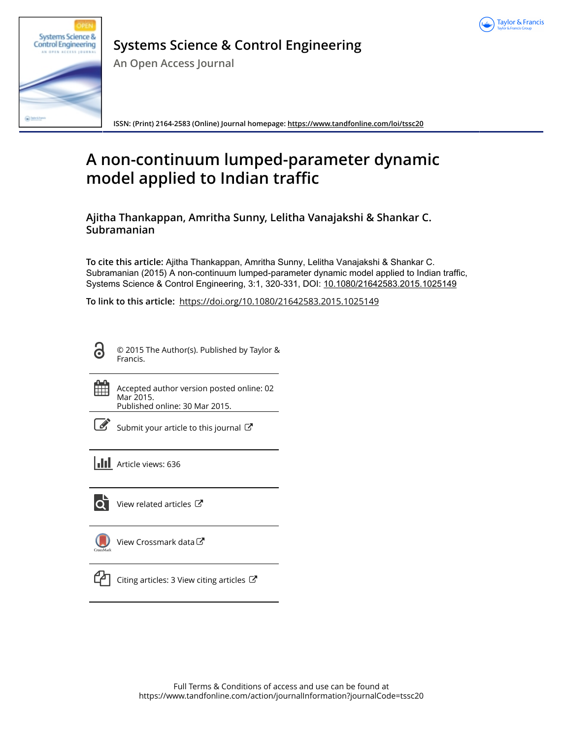# Systems Science & Control Engineering

An Open Access Journal

ISSN: (Print) 2164-2583 (Online) Journal homepage: https://www.tandfonline.com/loi/tssc20

# A non-continuum lumped-parameter dynamic model applied to Indian traffic

## Ajitha Thankappan, Amritha Sunny, Lelitha Vanajakshi & Shankar C. Subramanian

**To cite this article:** Ajitha Thankappan, Amritha Sunny, Lelitha Vanajakshi & Shankar C. Subramanian (2015) A non-continuum lumped-parameter dynamic model applied to Indian traffic, Systems Science & Control Engineering, 3:1, 320-331, DOI: 10.1080/21642583.2015.1025149

**To link to this article:** https://doi.org/10.1080/21642583.2015.1025149

© 2015 The Author(s). Published by Taylor & Francis.

Accepted author version posted online: 02 Mar 2015.
Published online: 30 Mar 2015.

Submit your article to this journal

Article views: 636

View related articles

View Crossmark data

Citing articles: 3 View citing articles

Full Terms & Conditions of access and use can be found at
https://www.tandfonline.com/action/journalInformation?journalCode=tssc20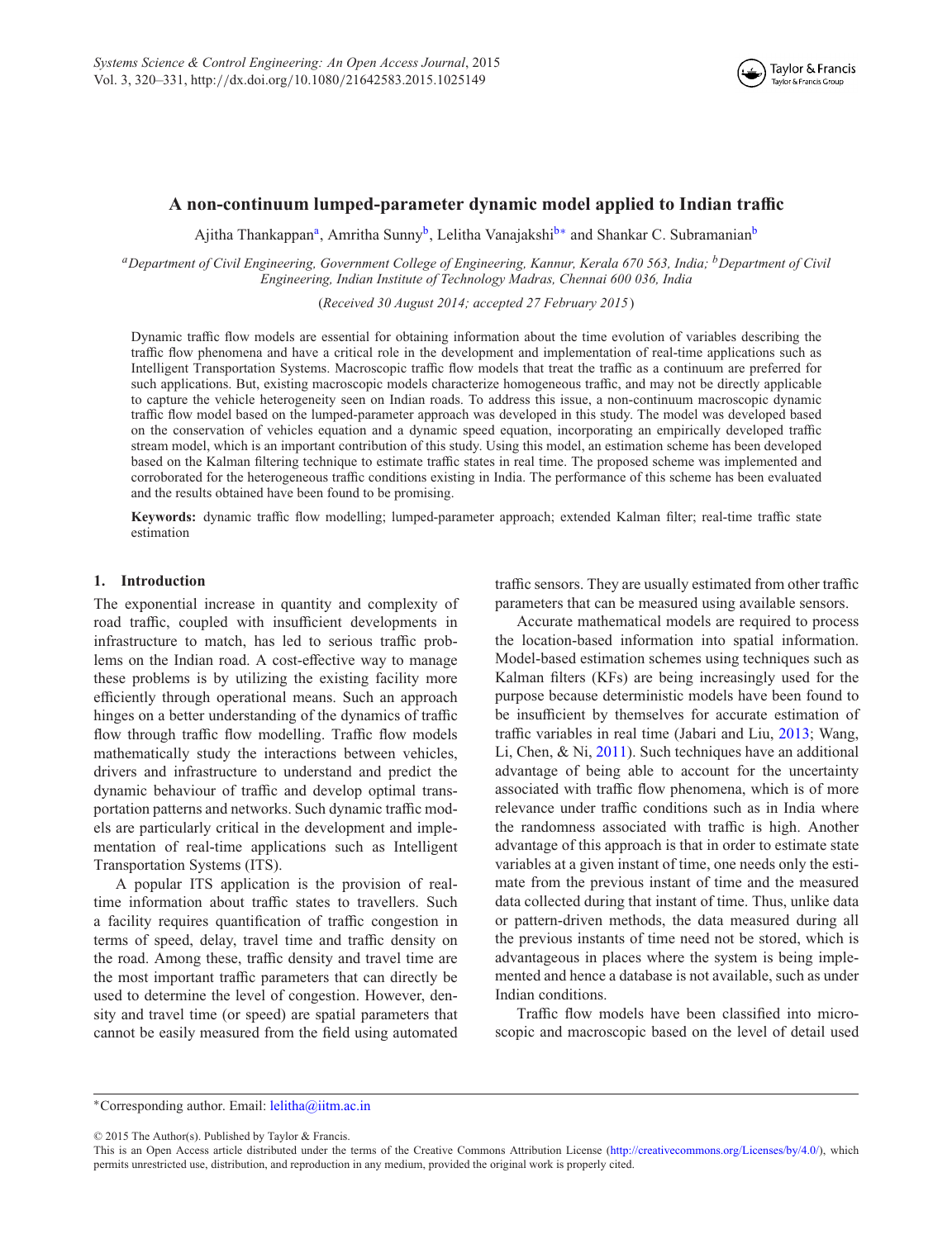# A non-continuum lumped-parameter dynamic model applied to Indian traffic

Ajitha Thankappan[a], Amritha Sunny[b], Lelitha Vanajakshi[b*] and Shankar C. Subramanian[b]

[a]*Department of Civil Engineering, Government College of Engineering, Kannur, Kerala 670 563, India;* [b]*Department of Civil Engineering, Indian Institute of Technology Madras, Chennai 600 036, India*

(*Received 30 August 2014; accepted 27 February 2015*)

Dynamic traffic flow models are essential for obtaining information about the time evolution of variables describing the traffic flow phenomena and have a critical role in the development and implementation of real-time applications such as Intelligent Transportation Systems. Macroscopic traffic flow models that treat the traffic as a continuum are preferred for such applications. But, existing macroscopic models characterize homogeneous traffic, and may not be directly applicable to capture the vehicle heterogeneity seen on Indian roads. To address this issue, a non-continuum macroscopic dynamic traffic flow model based on the lumped-parameter approach was developed in this study. The model was developed based on the conservation of vehicles equation and a dynamic speed equation, incorporating an empirically developed traffic stream model, which is an important contribution of this study. Using this model, an estimation scheme has been developed based on the Kalman filtering technique to estimate traffic states in real time. The proposed scheme was implemented and corroborated for the heterogeneous traffic conditions existing in India. The performance of this scheme has been evaluated and the results obtained have been found to be promising.

**Keywords:** dynamic traffic flow modelling; lumped-parameter approach; extended Kalman filter; real-time traffic state estimation

## 1. Introduction

The exponential increase in quantity and complexity of road traffic, coupled with insufficient developments in infrastructure to match, has led to serious traffic problems on the Indian road. A cost-effective way to manage these problems is by utilizing the existing facility more efficiently through operational means. Such an approach hinges on a better understanding of the dynamics of traffic flow through traffic flow modelling. Traffic flow models mathematically study the interactions between vehicles, drivers and infrastructure to understand and predict the dynamic behaviour of traffic and develop optimal transportation patterns and networks. Such dynamic traffic models are particularly critical in the development and implementation of real-time applications such as Intelligent Transportation Systems (ITS).

A popular ITS application is the provision of real-time information about traffic states to travellers. Such a facility requires quantification of traffic congestion in terms of speed, delay, travel time and traffic density on the road. Among these, traffic density and travel time are the most important traffic parameters that can directly be used to determine the level of congestion. However, density and travel time (or speed) are spatial parameters that cannot be easily measured from the field using automated traffic sensors. They are usually estimated from other traffic parameters that can be measured using available sensors.

Accurate mathematical models are required to process the location-based information into spatial information. Model-based estimation schemes using techniques such as Kalman filters (KFs) are being increasingly used for the purpose because deterministic models have been found to be insufficient by themselves for accurate estimation of traffic variables in real time (Jabari and Liu, 2013; Wang, Li, Chen, & Ni, 2011). Such techniques have an additional advantage of being able to account for the uncertainty associated with traffic flow phenomena, which is of more relevance under traffic conditions such as in India where the randomness associated with traffic is high. Another advantage of this approach is that in order to estimate state variables at a given instant of time, one needs only the estimate from the previous instant of time and the measured data collected during that instant of time. Thus, unlike data or pattern-driven methods, the data measured during all the previous instants of time need not be stored, which is advantageous in places where the system is being implemented and hence a database is not available, such as under Indian conditions.

Traffic flow models have been classified into microscopic and macroscopic based on the level of detail used

*Corresponding author. Email: lelitha@iitm.ac.in

© 2015 The Author(s). Published by Taylor & Francis.
This is an Open Access article distributed under the terms of the Creative Commons Attribution License (http://creativecommons.org/Licenses/by/4.0/), which permits unrestricted use, distribution, and reproduction in any medium, provided the original work is properly cited.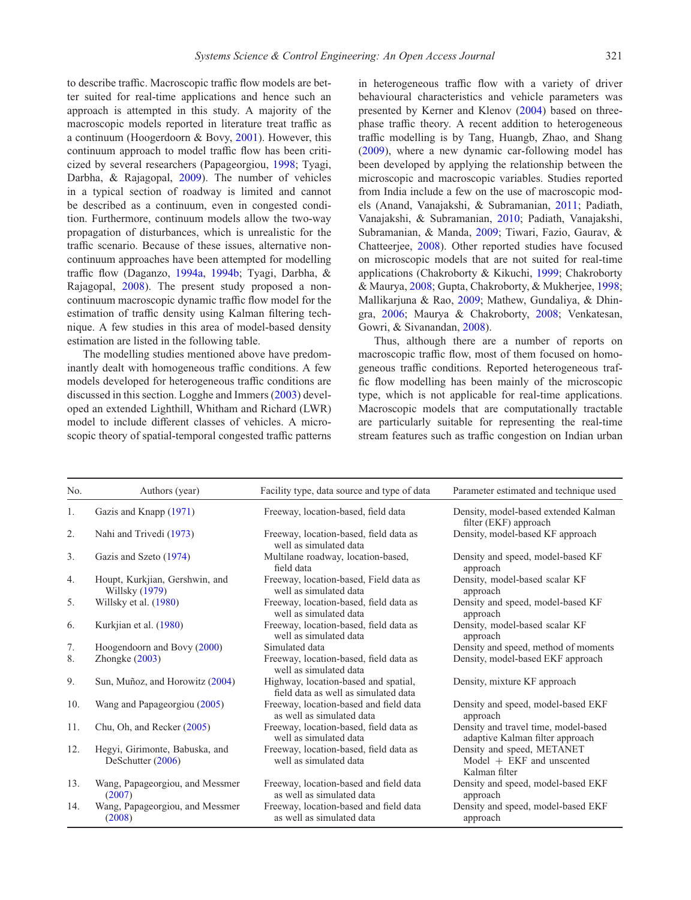to describe traffic. Macroscopic traffic flow models are better suited for real-time applications and hence such an approach is attempted in this study. A majority of the macroscopic models reported in literature treat traffic as a continuum (Hoogerdoorn & Bovy, 2001). However, this continuum approach to model traffic flow has been criticized by several researchers (Papageorgiou, 1998; Tyagi, Darbha, & Rajagopal, 2009). The number of vehicles in a typical section of roadway is limited and cannot be described as a continuum, even in congested condition. Furthermore, continuum models allow the two-way propagation of disturbances, which is unrealistic for the traffic scenario. Because of these issues, alternative non-continuum approaches have been attempted for modelling traffic flow (Daganzo, 1994a, 1994b; Tyagi, Darbha, & Rajagopal, 2008). The present study proposed a non-continuum macroscopic dynamic traffic flow model for the estimation of traffic density using Kalman filtering technique. A few studies in this area of model-based density estimation are listed in the following table.

The modelling studies mentioned above have predominantly dealt with homogeneous traffic conditions. A few models developed for heterogeneous traffic conditions are discussed in this section. Logghe and Immers (2003) developed an extended Lighthill, Whitham and Richard (LWR) model to include different classes of vehicles. A microscopic theory of spatial-temporal congested traffic patterns in heterogeneous traffic flow with a variety of driver behavioural characteristics and vehicle parameters was presented by Kerner and Klenov (2004) based on three-phase traffic theory. A recent addition to heterogeneous traffic modelling is by Tang, Huangb, Zhao, and Shang (2009), where a new dynamic car-following model has been developed by applying the relationship between the microscopic and macroscopic variables. Studies reported from India include a few on the use of macroscopic models (Anand, Vanajakshi, & Subramanian, 2011; Padiath, Vanajakshi, & Subramanian, 2010; Padiath, Vanajakshi, Subramanian, & Manda, 2009; Tiwari, Fazio, Gaurav, & Chatteerjee, 2008). Other reported studies have focused on microscopic models that are not suited for real-time applications (Chakroborty & Kikuchi, 1999; Chakroborty & Maurya, 2008; Gupta, Chakroborty, & Mukherjee, 1998; Mallikarjuna & Rao, 2009; Mathew, Gundaliya, & Dhingra, 2006; Maurya & Chakroborty, 2008; Venkatesan, Gowri, & Sivanandan, 2008).

Thus, although there are a number of reports on macroscopic traffic flow, most of them focused on homogeneous traffic conditions. Reported heterogeneous traffic flow modelling has been mainly of the microscopic type, which is not applicable for real-time applications. Macroscopic models that are computationally tractable are particularly suitable for representing the real-time stream features such as traffic congestion on Indian urban

| No. | Authors (year) | Facility type, data source and type of data | Parameter estimated and technique used |
|---|---|---|---|
| 1. | Gazis and Knapp (1971) | Freeway, location-based, field data | Density, model-based extended Kalman filter (EKF) approach |
| 2. | Nahi and Trivedi (1973) | Freeway, location-based, field data as well as simulated data | Density, model-based KF approach |
| 3. | Gazis and Szeto (1974) | Multilane roadway, location-based, field data | Density and speed, model-based KF approach |
| 4. | Houpt, Kurkjian, Gershwin, and Willsky (1979) | Freeway, location-based, Field data as well as simulated data | Density, model-based scalar KF approach |
| 5. | Willsky et al. (1980) | Freeway, location-based, field data as well as simulated data | Density and speed, model-based KF approach |
| 6. | Kurkjian et al. (1980) | Freeway, location-based, field data as well as simulated data | Density, model-based scalar KF approach |
| 7. | Hoogendoorn and Bovy (2000) | Simulated data | Density and speed, method of moments |
| 8. | Zhongke (2003) | Freeway, location-based, field data as well as simulated data | Density, model-based EKF approach |
| 9. | Sun, Muñoz, and Horowitz (2004) | Highway, location-based and spatial, field data as well as simulated data | Density, mixture KF approach |
| 10. | Wang and Papageorgiou (2005) | Freeway, location-based and field data as well as simulated data | Density and speed, model-based EKF approach |
| 11. | Chu, Oh, and Recker (2005) | Freeway, location-based, field data as well as simulated data | Density and travel time, model-based adaptive Kalman filter approach |
| 12. | Hegyi, Girimonte, Babuska, and DeSchutter (2006) | Freeway, location-based, field data as well as simulated data | Density and speed, METANET Model + EKF and unscented Kalman filter |
| 13. | Wang, Papageorgiou, and Messmer (2007) | Freeway, location-based and field data as well as simulated data | Density and speed, model-based EKF approach |
| 14. | Wang, Papageorgiou, and Messmer (2008) | Freeway, location-based and field data as well as simulated data | Density and speed, model-based EKF approach |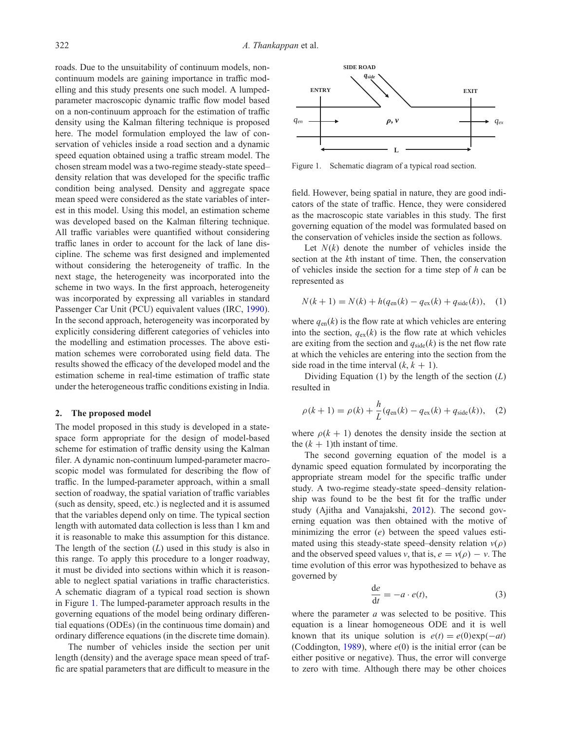roads. Due to the unsuitability of continuum models, non-continuum models are gaining importance in traffic modelling and this study presents one such model. A lumped-parameter macroscopic dynamic traffic flow model based on a non-continuum approach for the estimation of traffic density using the Kalman filtering technique is proposed here. The model formulation employed the law of conservation of vehicles inside a road section and a dynamic speed equation obtained using a traffic stream model. The chosen stream model was a two-regime steady-state speed–density relation that was developed for the specific traffic condition being analysed. Density and aggregate space mean speed were considered as the state variables of interest in this model. Using this model, an estimation scheme was developed based on the Kalman filtering technique. All traffic variables were quantified without considering traffic lanes in order to account for the lack of lane discipline. The scheme was first designed and implemented without considering the heterogeneity of traffic. In the next stage, the heterogeneity was incorporated into the scheme in two ways. In the first approach, heterogeneity was incorporated by expressing all variables in standard Passenger Car Unit (PCU) equivalent values (IRC, 1990). In the second approach, heterogeneity was incorporated by explicitly considering different categories of vehicles into the modelling and estimation processes. The above estimation schemes were corroborated using field data. The results showed the efficacy of the developed model and the estimation scheme in real-time estimation of traffic state under the heterogeneous traffic conditions existing in India.

## 2. The proposed model

The model proposed in this study is developed in a state-space form appropriate for the design of model-based scheme for estimation of traffic density using the Kalman filer. A dynamic non-continuum lumped-parameter macroscopic model was formulated for describing the flow of traffic. In the lumped-parameter approach, within a small section of roadway, the spatial variation of traffic variables (such as density, speed, etc.) is neglected and it is assumed that the variables depend only on time. The typical section length with automated data collection is less than 1 km and it is reasonable to make this assumption for this distance. The length of the section ($L$) used in this study is also in this range. To apply this procedure to a longer roadway, it must be divided into sections within which it is reasonable to neglect spatial variations in traffic characteristics. A schematic diagram of a typical road section is shown in Figure 1. The lumped-parameter approach results in the governing equations of the model being ordinary differential equations (ODEs) (in the continuous time domain) and ordinary difference equations (in the discrete time domain).

The number of vehicles inside the section per unit length (density) and the average space mean speed of traffic are spatial parameters that are difficult to measure in the field. However, being spatial in nature, they are good indicators of the state of traffic. Hence, they were considered as the macroscopic state variables in this study. The first governing equation of the model was formulated based on the conservation of vehicles inside the section as follows.

SIDE ROAD
$q_{side}$
ENTRY
EXIT
$q_{en}$
$\rho, v$
$q_{ex}$
L

Figure 1. Schematic diagram of a typical road section.

Let $N(k)$ denote the number of vehicles inside the section at the $k$th instant of time. Then, the conservation of vehicles inside the section for a time step of $h$ can be represented as

$$N(k+1) = N(k) + h(q_{\text{en}}(k) - q_{\text{ex}}(k) + q_{\text{side}}(k)), \quad (1)$$

where $q_{\text{en}}(k)$ is the flow rate at which vehicles are entering into the section, $q_{\text{ex}}(k)$ is the flow rate at which vehicles are exiting from the section and $q_{\text{side}}(k)$ is the net flow rate at which the vehicles are entering into the section from the side road in the time interval $(k, k+1)$.

Dividing Equation (1) by the length of the section ($L$) resulted in

$$\rho(k+1) = \rho(k) + \frac{h}{L}(q_{\text{en}}(k) - q_{\text{ex}}(k) + q_{\text{side}}(k)), \quad (2)$$

where $\rho(k+1)$ denotes the density inside the section at the $(k+1)$th instant of time.

The second governing equation of the model is a dynamic speed equation formulated by incorporating the appropriate stream model for the specific traffic under study. A two-regime steady-state speed–density relationship was found to be the best fit for the traffic under study (Ajitha and Vanajakshi, 2012). The second governing equation was then obtained with the motive of minimizing the error ($e$) between the speed values estimated using this steady-state speed–density relation $v(\rho)$ and the observed speed values $v$, that is, $e = v(\rho) - v$. The time evolution of this error was hypothesized to behave as governed by

$$\frac{\mathrm{d}e}{\mathrm{d}t} = -a \cdot e(t), \quad (3)$$

where the parameter $a$ was selected to be positive. This equation is a linear homogeneous ODE and it is well known that its unique solution is $e(t) = e(0)\exp(-at)$ (Coddington, 1989), where $e(0)$ is the initial error (can be either positive or negative). Thus, the error will converge to zero with time. Although there may be other choices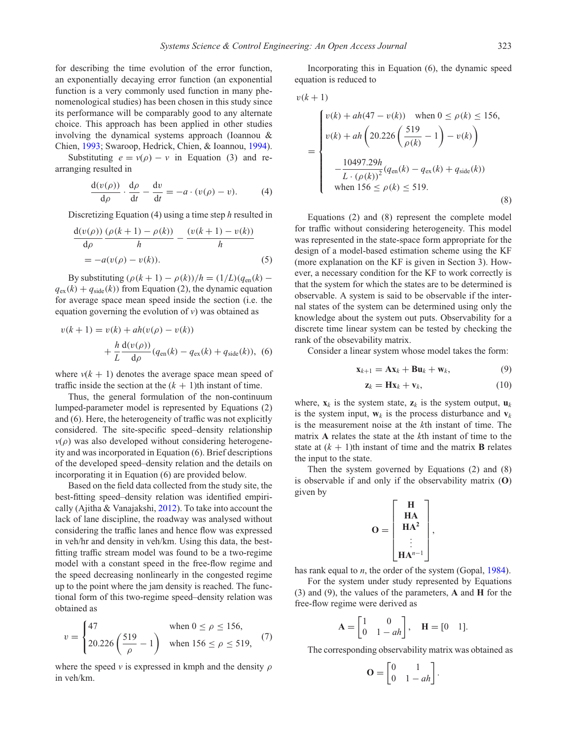for describing the time evolution of the error function, an exponentially decaying error function (an exponential function is a very commonly used function in many phenomenological studies) has been chosen in this study since its performance will be comparably good to any alternate choice. This approach has been applied in other studies involving the dynamical systems approach (Ioannou & Chien, 1993; Swaroop, Hedrick, Chien, & Ioannou, 1994).

Substituting $e = v(\rho) - v$ in Equation (3) and rearranging resulted in

$$\frac{\mathrm{d}(v(\rho))}{\mathrm{d}\rho} \cdot \frac{\mathrm{d}\rho}{\mathrm{d}t} - \frac{\mathrm{d}v}{\mathrm{d}t} = -a \cdot (v(\rho) - v). \tag{4}$$

Discretizing Equation (4) using a time step $h$ resulted in

$$\frac{\mathrm{d}(v(\rho))}{\mathrm{d}\rho} \frac{(\rho(k+1) - \rho(k))}{h} - \frac{(v(k+1) - v(k))}{h} = -a(v(\rho) - v(k)). \tag{5}$$

By substituting $(\rho(k+1) - \rho(k))/h = (1/L)(q_{\mathrm{en}}(k) - q_{\mathrm{ex}}(k) + q_{\mathrm{side}}(k))$ from Equation (2), the dynamic equation for average space mean speed inside the section (i.e. the equation governing the evolution of $v$) was obtained as

$$v(k+1) = v(k) + ah(v(\rho) - v(k)) + \frac{h}{L}\frac{\mathrm{d}(v(\rho))}{\mathrm{d}\rho}(q_{\mathrm{en}}(k) - q_{\mathrm{ex}}(k) + q_{\mathrm{side}}(k)), \tag{6}$$

where $v(k+1)$ denotes the average space mean speed of traffic inside the section at the $(k+1)$th instant of time.

Thus, the general formulation of the non-continuum lumped-parameter model is represented by Equations (2) and (6). Here, the heterogeneity of traffic was not explicitly considered. The site-specific speed–density relationship $v(\rho)$ was also developed without considering heterogeneity and was incorporated in Equation (6). Brief descriptions of the developed speed–density relation and the details on incorporating it in Equation (6) are provided below.

Based on the field data collected from the study site, the best-fitting speed–density relation was identified empirically (Ajitha & Vanajakshi, 2012). To take into account the lack of lane discipline, the roadway was analysed without considering the traffic lanes and hence flow was expressed in veh/hr and density in veh/km. Using this data, the best-fitting traffic stream model was found to be a two-regime model with a constant speed in the free-flow regime and the speed decreasing nonlinearly in the congested regime up to the point where the jam density is reached. The functional form of this two-regime speed–density relation was obtained as

$$v = \begin{cases} 47 & \text{when } 0 \le \rho \le 156, \\ 20.226\left(\dfrac{519}{\rho} - 1\right) & \text{when } 156 \le \rho \le 519, \end{cases} \tag{7}$$

where the speed $v$ is expressed in kmph and the density $\rho$ in veh/km.

Incorporating this in Equation (6), the dynamic speed equation is reduced to

$$v(k+1) = \begin{cases} v(k) + ah(47 - v(k)) \quad \text{when } 0 \le \rho(k) \le 156, \\ v(k) + ah\left(20.226\left(\dfrac{519}{\rho(k)} - 1\right) - v(k)\right) \\ \quad -\dfrac{10497.29h}{L \cdot (\rho(k))^2}(q_{\mathrm{en}}(k) - q_{\mathrm{ex}}(k) + q_{\mathrm{side}}(k)) \\ \text{when } 156 \le \rho(k) \le 519. \end{cases} \tag{8}$$

Equations (2) and (8) represent the complete model for traffic without considering heterogeneity. This model was represented in the state-space form appropriate for the design of a model-based estimation scheme using the KF (more explanation on the KF is given in Section 3). However, a necessary condition for the KF to work correctly is that the system for which the states are to be determined is observable. A system is said to be observable if the internal states of the system can be determined using only the knowledge about the system out puts. Observability for a discrete time linear system can be tested by checking the rank of the obsevability matrix.

Consider a linear system whose model takes the form:

$$\mathbf{x}_{k+1} = \mathbf{A}\mathbf{x}_k + \mathbf{B}\mathbf{u}_k + \mathbf{w}_k, \tag{9}$$

$$\mathbf{z}_k = \mathbf{H}\mathbf{x}_k + \mathbf{v}_k, \tag{10}$$

where, $\mathbf{x}_k$ is the system state, $\mathbf{z}_k$ is the system output, $\mathbf{u}_k$ is the system input, $\mathbf{w}_k$ is the process disturbance and $\mathbf{v}_k$ is the measurement noise at the $k$th instant of time. The matrix $\mathbf{A}$ relates the state at the $k$th instant of time to the state at $(k+1)$th instant of time and the matrix $\mathbf{B}$ relates the input to the state.

Then the system governed by Equations (2) and (8) is observable if and only if the observability matrix ($\mathbf{O}$) given by

$$\mathbf{O} = \begin{bmatrix} \mathbf{H} \\ \mathbf{HA} \\ \mathbf{HA^2} \\ \vdots \\ \mathbf{HA}^{n-1} \end{bmatrix},$$

has rank equal to $n$, the order of the system (Gopal, 1984).

For the system under study represented by Equations (3) and (9), the values of the parameters, $\mathbf{A}$ and $\mathbf{H}$ for the free-flow regime were derived as

$$\mathbf{A} = \begin{bmatrix} 1 & 0 \\ 0 & 1 - ah \end{bmatrix}, \quad \mathbf{H} = [0 \quad 1].$$

The corresponding observability matrix was obtained as

$$\mathbf{O} = \begin{bmatrix} 0 & 1 \\ 0 & 1 - ah \end{bmatrix}.$$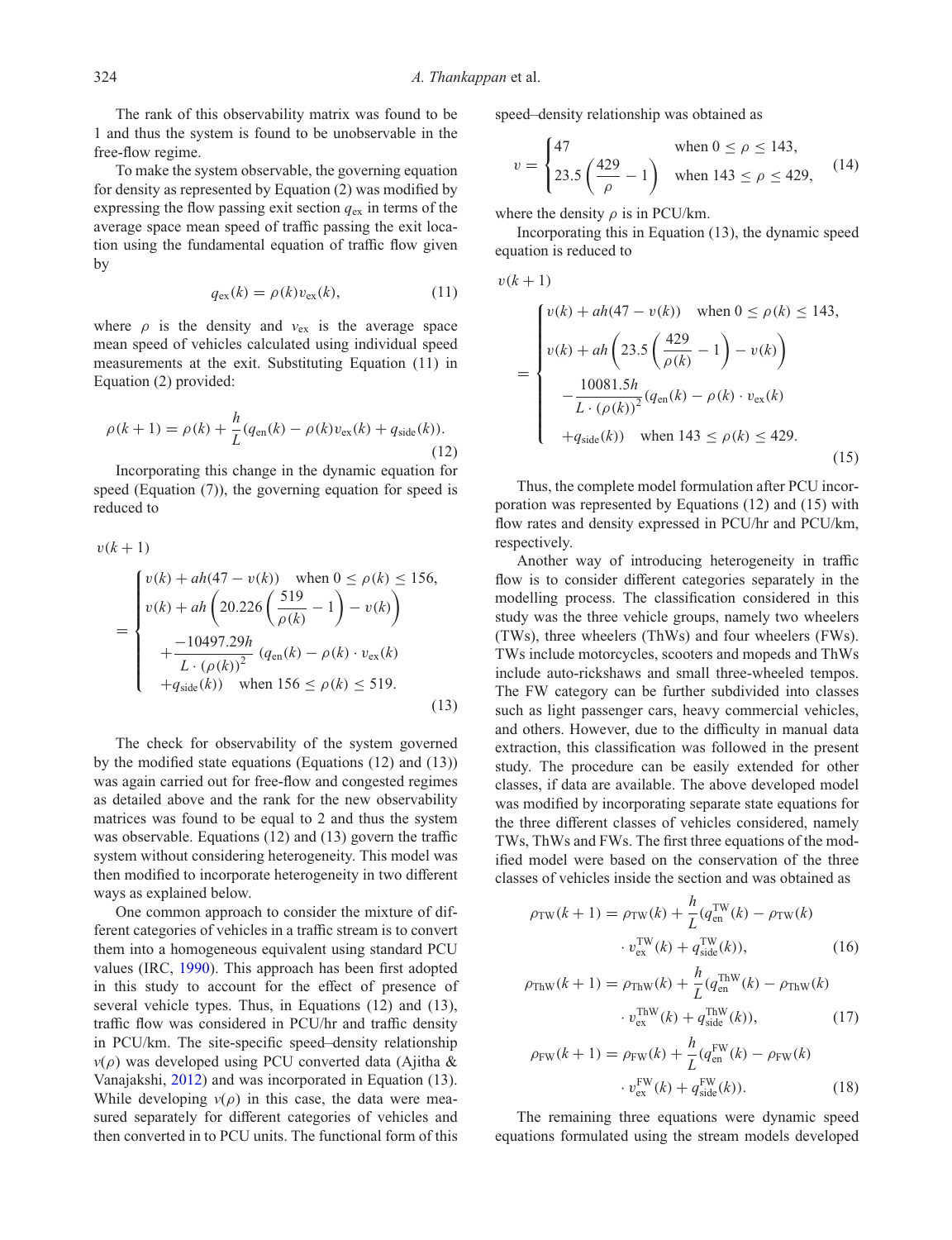The rank of this observability matrix was found to be 1 and thus the system is found to be unobservable in the free-flow regime.

To make the system observable, the governing equation for density as represented by Equation (2) was modified by expressing the flow passing exit section $q_{\text{ex}}$ in terms of the average space mean speed of traffic passing the exit location using the fundamental equation of traffic flow given by

$$q_{\text{ex}}(k) = \rho(k) v_{\text{ex}}(k), \tag{11}$$

where $\rho$ is the density and $v_{\text{ex}}$ is the average space mean speed of vehicles calculated using individual speed measurements at the exit. Substituting Equation (11) in Equation (2) provided:

$$\rho(k+1) = \rho(k) + \frac{h}{L}(q_{\text{en}}(k) - \rho(k)v_{\text{ex}}(k) + q_{\text{side}}(k)). \tag{12}$$

Incorporating this change in the dynamic equation for speed (Equation (7)), the governing equation for speed is reduced to

$$v(k+1) = \begin{cases} v(k) + ah(47 - v(k)) \quad \text{when } 0 \leq \rho(k) \leq 156, \\ v(k) + ah\left(20.226\left(\dfrac{519}{\rho(k)} - 1\right) - v(k)\right) \\ \quad + \dfrac{-10497.29h}{L \cdot (\rho(k))^2}\,(q_{\text{en}}(k) - \rho(k) \cdot v_{\text{ex}}(k) \\ \quad + q_{\text{side}}(k)) \quad \text{when } 156 \leq \rho(k) \leq 519. \end{cases} \tag{13}$$

The check for observability of the system governed by the modified state equations (Equations (12) and (13)) was again carried out for free-flow and congested regimes as detailed above and the rank for the new observability matrices was found to be equal to 2 and thus the system was observable. Equations (12) and (13) govern the traffic system without considering heterogeneity. This model was then modified to incorporate heterogeneity in two different ways as explained below.

One common approach to consider the mixture of different categories of vehicles in a traffic stream is to convert them into a homogeneous equivalent using standard PCU values (IRC, 1990). This approach has been first adopted in this study to account for the effect of presence of several vehicle types. Thus, in Equations (12) and (13), traffic flow was considered in PCU/hr and traffic density in PCU/km. The site-specific speed–density relationship $v(\rho)$ was developed using PCU converted data (Ajitha & Vanajakshi, 2012) and was incorporated in Equation (13). While developing $v(\rho)$ in this case, the data were measured separately for different categories of vehicles and then converted in to PCU units. The functional form of this speed–density relationship was obtained as

$$v = \begin{cases} 47 & \text{when } 0 \leq \rho \leq 143, \\ 23.5\left(\dfrac{429}{\rho} - 1\right) & \text{when } 143 \leq \rho \leq 429, \end{cases} \tag{14}$$

where the density $\rho$ is in PCU/km.

Incorporating this in Equation (13), the dynamic speed equation is reduced to

$$v(k+1) = \begin{cases} v(k) + ah(47 - v(k)) \quad \text{when } 0 \leq \rho(k) \leq 143, \\ v(k) + ah\left(23.5\left(\dfrac{429}{\rho(k)} - 1\right) - v(k)\right) \\ \quad - \dfrac{10081.5h}{L \cdot (\rho(k))^2}(q_{\text{en}}(k) - \rho(k) \cdot v_{\text{ex}}(k) \\ \quad + q_{\text{side}}(k)) \quad \text{when } 143 \leq \rho(k) \leq 429. \end{cases} \tag{15}$$

Thus, the complete model formulation after PCU incorporation was represented by Equations (12) and (15) with flow rates and density expressed in PCU/hr and PCU/km, respectively.

Another way of introducing heterogeneity in traffic flow is to consider different categories separately in the modelling process. The classification considered in this study was the three vehicle groups, namely two wheelers (TWs), three wheelers (ThWs) and four wheelers (FWs). TWs include motorcycles, scooters and mopeds and ThWs include auto-rickshaws and small three-wheeled tempos. The FW category can be further subdivided into classes such as light passenger cars, heavy commercial vehicles, and others. However, due to the difficulty in manual data extraction, this classification was followed in the present study. The procedure can be easily extended for other classes, if data are available. The above developed model was modified by incorporating separate state equations for the three different classes of vehicles considered, namely TWs, ThWs and FWs. The first three equations of the modified model were based on the conservation of the three classes of vehicles inside the section and was obtained as

$$\rho_{\text{TW}}(k+1) = \rho_{\text{TW}}(k) + \frac{h}{L}(q_{\text{en}}^{\text{TW}}(k) - \rho_{\text{TW}}(k) \cdot v_{\text{ex}}^{\text{TW}}(k) + q_{\text{side}}^{\text{TW}}(k)), \tag{16}$$

$$\rho_{\text{ThW}}(k+1) = \rho_{\text{ThW}}(k) + \frac{h}{L}(q_{\text{en}}^{\text{ThW}}(k) - \rho_{\text{ThW}}(k) \cdot v_{\text{ex}}^{\text{ThW}}(k) + q_{\text{side}}^{\text{ThW}}(k)), \tag{17}$$

$$\rho_{\text{FW}}(k+1) = \rho_{\text{FW}}(k) + \frac{h}{L}(q_{\text{en}}^{\text{FW}}(k) - \rho_{\text{FW}}(k) \cdot v_{\text{ex}}^{\text{FW}}(k) + q_{\text{side}}^{\text{FW}}(k)). \tag{18}$$

The remaining three equations were dynamic speed equations formulated using the stream models developed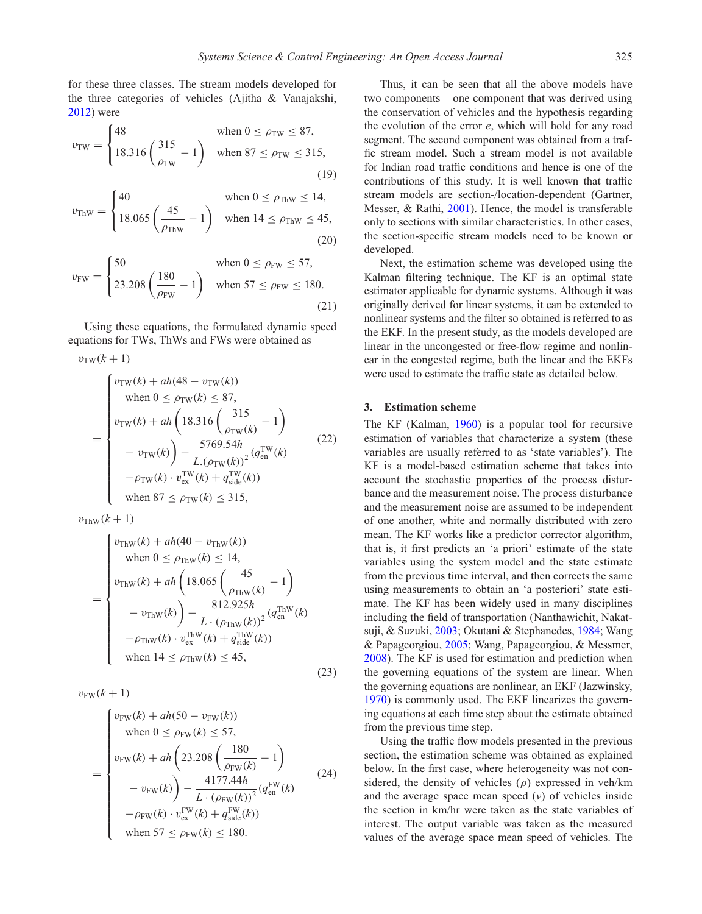for these three classes. The stream models developed for the three categories of vehicles (Ajitha & Vanajakshi, 2012) were

$$v_{\mathrm{TW}} = \begin{cases} 48 & \text{when } 0 \leq \rho_{\mathrm{TW}} \leq 87, \\ 18.316\left(\dfrac{315}{\rho_{\mathrm{TW}}} - 1\right) & \text{when } 87 \leq \rho_{\mathrm{TW}} \leq 315, \end{cases} \tag{19}$$

$$v_{\mathrm{ThW}} = \begin{cases} 40 & \text{when } 0 \leq \rho_{\mathrm{ThW}} \leq 14, \\ 18.065\left(\dfrac{45}{\rho_{\mathrm{ThW}}} - 1\right) & \text{when } 14 \leq \rho_{\mathrm{ThW}} \leq 45, \end{cases} \tag{20}$$

$$v_{\mathrm{FW}} = \begin{cases} 50 & \text{when } 0 \leq \rho_{\mathrm{FW}} \leq 57, \\ 23.208\left(\dfrac{180}{\rho_{\mathrm{FW}}} - 1\right) & \text{when } 57 \leq \rho_{\mathrm{FW}} \leq 180. \end{cases} \tag{21}$$

Using these equations, the formulated dynamic speed equations for TWs, ThWs and FWs were obtained as

$$v_{\mathrm{TW}}(k+1) = \begin{cases} v_{\mathrm{TW}}(k) + ah(48 - v_{\mathrm{TW}}(k)) \\ \quad \text{when } 0 \leq \rho_{\mathrm{TW}}(k) \leq 87, \\ v_{\mathrm{TW}}(k) + ah\left(18.316\left(\dfrac{315}{\rho_{\mathrm{TW}}(k)} - 1\right) - v_{\mathrm{TW}}(k)\right) - \dfrac{5769.54h}{L.(\rho_{\mathrm{TW}}(k))^2}(q_{\mathrm{en}}^{\mathrm{TW}}(k) \\ \quad - \rho_{\mathrm{TW}}(k) \cdot v_{\mathrm{ex}}^{\mathrm{TW}}(k) + q_{\mathrm{side}}^{\mathrm{TW}}(k)) \\ \quad \text{when } 87 \leq \rho_{\mathrm{TW}}(k) \leq 315, \end{cases} \tag{22}$$

$$v_{\mathrm{ThW}}(k+1) = \begin{cases} v_{\mathrm{ThW}}(k) + ah(40 - v_{\mathrm{ThW}}(k)) \\ \quad \text{when } 0 \leq \rho_{\mathrm{ThW}}(k) \leq 14, \\ v_{\mathrm{ThW}}(k) + ah\left(18.065\left(\dfrac{45}{\rho_{\mathrm{ThW}}(k)} - 1\right) - v_{\mathrm{ThW}}(k)\right) - \dfrac{812.925h}{L \cdot (\rho_{\mathrm{ThW}}(k))^2}(q_{\mathrm{en}}^{\mathrm{ThW}}(k) \\ \quad - \rho_{\mathrm{ThW}}(k) \cdot v_{\mathrm{ex}}^{\mathrm{ThW}}(k) + q_{\mathrm{side}}^{\mathrm{ThW}}(k)) \\ \quad \text{when } 14 \leq \rho_{\mathrm{ThW}}(k) \leq 45, \end{cases} \tag{23}$$

$$v_{\mathrm{FW}}(k+1) = \begin{cases} v_{\mathrm{FW}}(k) + ah(50 - v_{\mathrm{FW}}(k)) \\ \quad \text{when } 0 \leq \rho_{\mathrm{FW}}(k) \leq 57, \\ v_{\mathrm{FW}}(k) + ah\left(23.208\left(\dfrac{180}{\rho_{\mathrm{FW}}(k)} - 1\right) - v_{\mathrm{FW}}(k)\right) - \dfrac{4177.44h}{L \cdot (\rho_{\mathrm{FW}}(k))^2}(q_{\mathrm{en}}^{\mathrm{FW}}(k) \\ \quad - \rho_{\mathrm{FW}}(k) \cdot v_{\mathrm{ex}}^{\mathrm{FW}}(k) + q_{\mathrm{side}}^{\mathrm{FW}}(k)) \\ \quad \text{when } 57 \leq \rho_{\mathrm{FW}}(k) \leq 180. \end{cases} \tag{24}$$

Thus, it can be seen that all the above models have two components – one component that was derived using the conservation of vehicles and the hypothesis regarding the evolution of the error $e$, which will hold for any road segment. The second component was obtained from a traffic stream model. Such a stream model is not available for Indian road traffic conditions and hence is one of the contributions of this study. It is well known that traffic stream models are section-/location-dependent (Gartner, Messer, & Rathi, 2001). Hence, the model is transferable only to sections with similar characteristics. In other cases, the section-specific stream models need to be known or developed.

Next, the estimation scheme was developed using the Kalman filtering technique. The KF is an optimal state estimator applicable for dynamic systems. Although it was originally derived for linear systems, it can be extended to nonlinear systems and the filter so obtained is referred to as the EKF. In the present study, as the models developed are linear in the uncongested or free-flow regime and nonlinear in the congested regime, both the linear and the EKFs were used to estimate the traffic state as detailed below.

## 3. Estimation scheme

The KF (Kalman, 1960) is a popular tool for recursive estimation of variables that characterize a system (these variables are usually referred to as 'state variables'). The KF is a model-based estimation scheme that takes into account the stochastic properties of the process disturbance and the measurement noise. The process disturbance and the measurement noise are assumed to be independent of one another, white and normally distributed with zero mean. The KF works like a predictor corrector algorithm, that is, it first predicts an 'a priori' estimate of the state variables using the system model and the state estimate from the previous time interval, and then corrects the same using measurements to obtain an 'a posteriori' state estimate. The KF has been widely used in many disciplines including the field of transportation (Nanthawichit, Nakatsuji, & Suzuki, 2003; Okutani & Stephanedes, 1984; Wang & Papageorgiou, 2005; Wang, Papageorgiou, & Messmer, 2008). The KF is used for estimation and prediction when the governing equations of the system are linear. When the governing equations are nonlinear, an EKF (Jazwinsky, 1970) is commonly used. The EKF linearizes the governing equations at each time step about the estimate obtained from the previous time step.

Using the traffic flow models presented in the previous section, the estimation scheme was obtained as explained below. In the first case, where heterogeneity was not considered, the density of vehicles ($\rho$) expressed in veh/km and the average space mean speed ($v$) of vehicles inside the section in km/hr were taken as the state variables of interest. The output variable was taken as the measured values of the average space mean speed of vehicles. The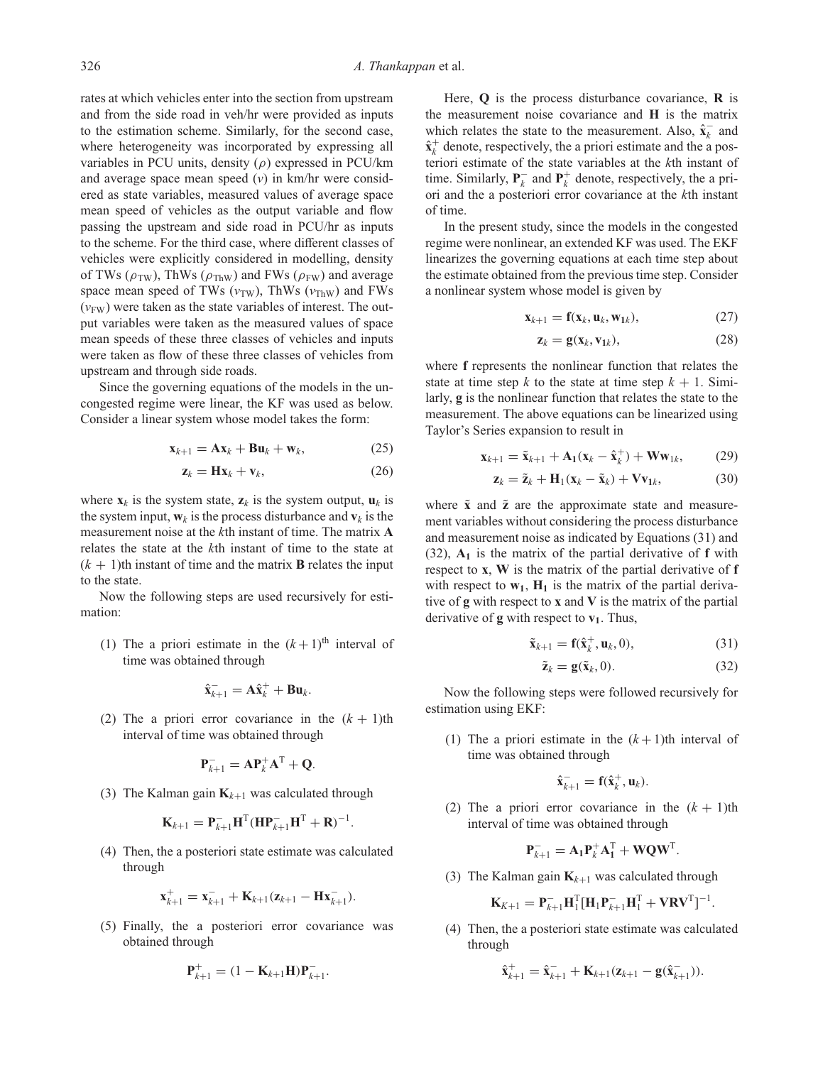rates at which vehicles enter into the section from upstream and from the side road in veh/hr were provided as inputs to the estimation scheme. Similarly, for the second case, where heterogeneity was incorporated by expressing all variables in PCU units, density ($\rho$) expressed in PCU/km and average space mean speed ($v$) in km/hr were considered as state variables, measured values of average space mean speed of vehicles as the output variable and flow passing the upstream and side road in PCU/hr as inputs to the scheme. For the third case, where different classes of vehicles were explicitly considered in modelling, density of TWs ($\rho_{\mathrm{TW}}$), ThWs ($\rho_{\mathrm{ThW}}$) and FWs ($\rho_{\mathrm{FW}}$) and average space mean speed of TWs ($v_{\mathrm{TW}}$), ThWs ($v_{\mathrm{ThW}}$) and FWs ($v_{\mathrm{FW}}$) were taken as the state variables of interest. The output variables were taken as the measured values of space mean speeds of these three classes of vehicles and inputs were taken as flow of these three classes of vehicles from upstream and through side roads.

Since the governing equations of the models in the uncongested regime were linear, the KF was used as below. Consider a linear system whose model takes the form:

$$\mathbf{x}_{k+1} = \mathbf{A}\mathbf{x}_k + \mathbf{B}\mathbf{u}_k + \mathbf{w}_k, \tag{25}$$

$$\mathbf{z}_k = \mathbf{H}\mathbf{x}_k + \mathbf{v}_k, \tag{26}$$

where $\mathbf{x}_k$ is the system state, $\mathbf{z}_k$ is the system output, $\mathbf{u}_k$ is the system input, $\mathbf{w}_k$ is the process disturbance and $\mathbf{v}_k$ is the measurement noise at the $k$th instant of time. The matrix $\mathbf{A}$ relates the state at the $k$th instant of time to the state at $(k+1)$th instant of time and the matrix $\mathbf{B}$ relates the input to the state.

Now the following steps are used recursively for estimation:

(1) The a priori estimate in the $(k+1)^{\text{th}}$ interval of time was obtained through

$$\hat{\mathbf{x}}_{k+1}^{-} = \mathbf{A}\hat{\mathbf{x}}_k^{+} + \mathbf{B}\mathbf{u}_k.$$

(2) The a priori error covariance in the $(k+1)$th interval of time was obtained through

$$\mathbf{P}_{k+1}^{-} = \mathbf{A}\mathbf{P}_k^{+}\mathbf{A}^{\mathrm{T}} + \mathbf{Q}.$$

(3) The Kalman gain $\mathbf{K}_{k+1}$ was calculated through

$$\mathbf{K}_{k+1} = \mathbf{P}_{k+1}^{-}\mathbf{H}^{\mathrm{T}}(\mathbf{H}\mathbf{P}_{k+1}^{-}\mathbf{H}^{\mathrm{T}} + \mathbf{R})^{-1}.$$

(4) Then, the a posteriori state estimate was calculated through

$$\mathbf{x}_{k+1}^{+} = \mathbf{x}_{k+1}^{-} + \mathbf{K}_{k+1}(\mathbf{z}_{k+1} - \mathbf{H}\mathbf{x}_{k+1}^{-}).$$

(5) Finally, the a posteriori error covariance was obtained through

$$\mathbf{P}_{k+1}^{+} = (1 - \mathbf{K}_{k+1}\mathbf{H})\mathbf{P}_{k+1}^{-}.$$

Here, $\mathbf{Q}$ is the process disturbance covariance, $\mathbf{R}$ is the measurement noise covariance and $\mathbf{H}$ is the matrix which relates the state to the measurement. Also, $\hat{\mathbf{x}}_k^{-}$ and $\hat{\mathbf{x}}_k^{+}$ denote, respectively, the a priori estimate and the a posteriori estimate of the state variables at the $k$th instant of time. Similarly, $\mathbf{P}_k^{-}$ and $\mathbf{P}_k^{+}$ denote, respectively, the a priori and the a posteriori error covariance at the $k$th instant of time.

In the present study, since the models in the congested regime were nonlinear, an extended KF was used. The EKF linearizes the governing equations at each time step about the estimate obtained from the previous time step. Consider a nonlinear system whose model is given by

$$\mathbf{x}_{k+1} = \mathbf{f}(\mathbf{x}_k, \mathbf{u}_k, \mathbf{w}_{1k}), \tag{27}$$

$$\mathbf{z}_k = \mathbf{g}(\mathbf{x}_k, \mathbf{v}_{1k}), \tag{28}$$

where $\mathbf{f}$ represents the nonlinear function that relates the state at time step $k$ to the state at time step $k+1$. Similarly, $\mathbf{g}$ is the nonlinear function that relates the state to the measurement. The above equations can be linearized using Taylor's Series expansion to result in

$$\mathbf{x}_{k+1} = \tilde{\mathbf{x}}_{k+1} + \mathbf{A}_1(\mathbf{x}_k - \hat{\mathbf{x}}_k^{+}) + \mathbf{W}\mathbf{w}_{1k}, \tag{29}$$

$$\mathbf{z}_k = \tilde{\mathbf{z}}_k + \mathbf{H}_1(\mathbf{x}_k - \tilde{\mathbf{x}}_k) + \mathbf{V}\mathbf{v}_{1k}, \tag{30}$$

where $\tilde{\mathbf{x}}$ and $\tilde{\mathbf{z}}$ are the approximate state and measurement variables without considering the process disturbance and measurement noise as indicated by Equations (31) and (32), $\mathbf{A}_1$ is the matrix of the partial derivative of $\mathbf{f}$ with respect to $\mathbf{x}$, $\mathbf{W}$ is the matrix of the partial derivative of $\mathbf{f}$ with respect to $\mathbf{w}_1$, $\mathbf{H}_1$ is the matrix of the partial derivative of $\mathbf{g}$ with respect to $\mathbf{x}$ and $\mathbf{V}$ is the matrix of the partial derivative of $\mathbf{g}$ with respect to $\mathbf{v}_1$. Thus,

$$\tilde{\mathbf{x}}_{k+1} = \mathbf{f}(\hat{\mathbf{x}}_k^{+}, \mathbf{u}_k, 0), \tag{31}$$

$$\tilde{\mathbf{z}}_k = \mathbf{g}(\tilde{\mathbf{x}}_k, 0). \tag{32}$$

Now the following steps were followed recursively for estimation using EKF:

(1) The a priori estimate in the $(k+1)$th interval of time was obtained through

$$\hat{\mathbf{x}}_{k+1}^{-} = \mathbf{f}(\hat{\mathbf{x}}_k^{+}, \mathbf{u}_k).$$

(2) The a priori error covariance in the $(k+1)$th interval of time was obtained through

$$\mathbf{P}_{k+1}^{-} = \mathbf{A}_1\mathbf{P}_k^{+}\mathbf{A}_1^{\mathrm{T}} + \mathbf{W}\mathbf{Q}\mathbf{W}^{\mathrm{T}}.$$

(3) The Kalman gain $\mathbf{K}_{k+1}$ was calculated through

$$\mathbf{K}_{K+1} = \mathbf{P}_{k+1}^{-}\mathbf{H}_1^{\mathrm{T}}[\mathbf{H}_1\mathbf{P}_{k+1}^{-}\mathbf{H}_1^{\mathrm{T}} + \mathbf{V}\mathbf{R}\mathbf{V}^{\mathrm{T}}]^{-1}.$$

(4) Then, the a posteriori state estimate was calculated through

$$\hat{\mathbf{x}}_{k+1}^{+} = \hat{\mathbf{x}}_{k+1}^{-} + \mathbf{K}_{k+1}(\mathbf{z}_{k+1} - \mathbf{g}(\hat{\mathbf{x}}_{k+1}^{-})).$$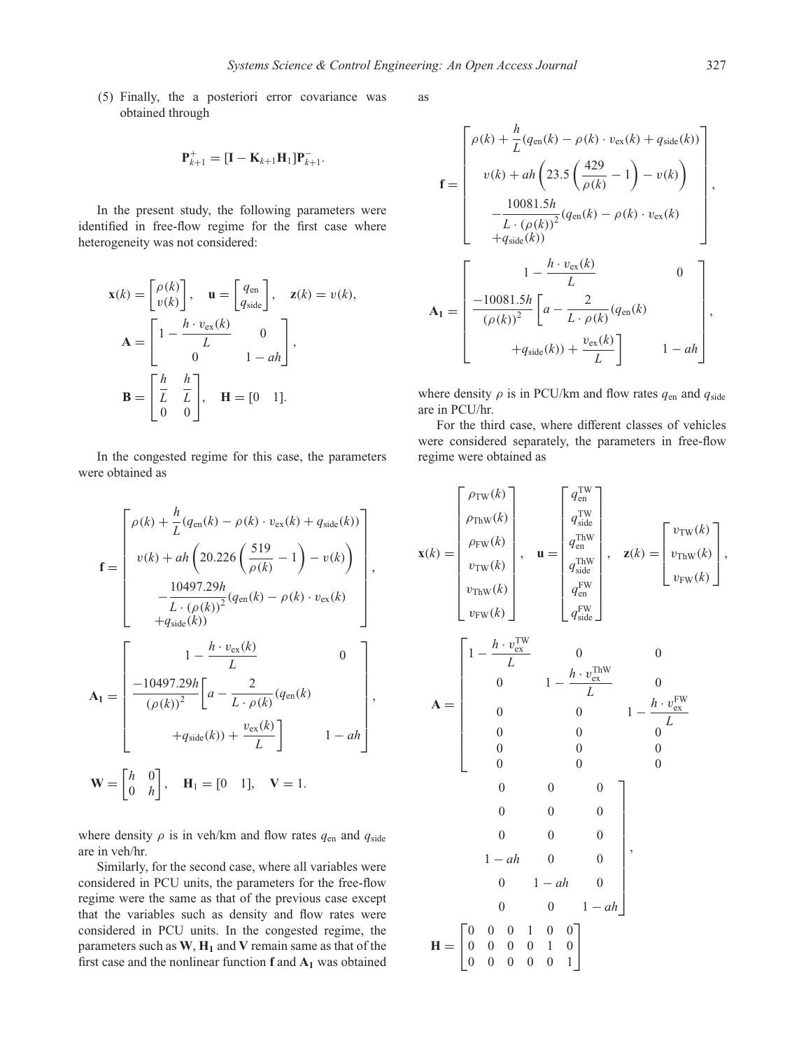(5) Finally, the a posteriori error covariance was obtained through

$$\mathbf{P}_{k+1}^{+} = [\mathbf{I} - \mathbf{K}_{k+1}\mathbf{H}_1]\mathbf{P}_{k+1}^{-}.$$

In the present study, the following parameters were identified in free-flow regime for the first case where heterogeneity was not considered:

$$\mathbf{x}(k) = \begin{bmatrix} \rho(k) \\ v(k) \end{bmatrix}, \quad \mathbf{u} = \begin{bmatrix} q_{\text{en}} \\ q_{\text{side}} \end{bmatrix}, \quad \mathbf{z}(k) = v(k),$$

$$\mathbf{A} = \begin{bmatrix} 1 - \dfrac{h \cdot v_{\text{ex}}(k)}{L} & 0 \\ 0 & 1 - ah \end{bmatrix},$$

$$\mathbf{B} = \begin{bmatrix} \dfrac{h}{L} & \dfrac{h}{L} \\ 0 & 0 \end{bmatrix}, \quad \mathbf{H} = [0 \quad 1].$$

In the congested regime for this case, the parameters were obtained as

$$\mathbf{f} = \begin{bmatrix} \rho(k) + \dfrac{h}{L}(q_{\text{en}}(k) - \rho(k) \cdot v_{\text{ex}}(k) + q_{\text{side}}(k)) \\ v(k) + ah\left(20.226\left(\dfrac{519}{\rho(k)} - 1\right) - v(k)\right) \\ -\dfrac{10497.29h}{L \cdot (\rho(k))^2}(q_{\text{en}}(k) - \rho(k) \cdot v_{\text{ex}}(k) \\ +q_{\text{side}}(k)) \end{bmatrix},$$

$$\mathbf{A_1} = \begin{bmatrix} 1 - \dfrac{h \cdot v_{\text{ex}}(k)}{L} & 0 \\ \dfrac{-10497.29h}{(\rho(k))^2}\left[a - \dfrac{2}{L \cdot \rho(k)}(q_{\text{en}}(k) + q_{\text{side}}(k)) + \dfrac{v_{\text{ex}}(k)}{L}\right] & 1 - ah \end{bmatrix},$$

$$\mathbf{W} = \begin{bmatrix} h & 0 \\ 0 & h \end{bmatrix}, \quad \mathbf{H}_1 = [0 \quad 1], \quad \mathbf{V} = 1.$$

where density $\rho$ is in veh/km and flow rates $q_{\text{en}}$ and $q_{\text{side}}$ are in veh/hr.

Similarly, for the second case, where all variables were considered in PCU units, the parameters for the free-flow regime were the same as that of the previous case except that the variables such as density and flow rates were considered in PCU units. In the congested regime, the parameters such as $\mathbf{W}$, $\mathbf{H_1}$ and $\mathbf{V}$ remain same as that of the first case and the nonlinear function $\mathbf{f}$ and $\mathbf{A_1}$ was obtained as

$$\mathbf{f} = \begin{bmatrix} \rho(k) + \dfrac{h}{L}(q_{\text{en}}(k) - \rho(k) \cdot v_{\text{ex}}(k) + q_{\text{side}}(k)) \\ v(k) + ah\left(23.5\left(\dfrac{429}{\rho(k)} - 1\right) - v(k)\right) \\ -\dfrac{10081.5h}{L \cdot (\rho(k))^2}(q_{\text{en}}(k) - \rho(k) \cdot v_{\text{ex}}(k) \\ +q_{\text{side}}(k)) \end{bmatrix},$$

$$\mathbf{A_1} = \begin{bmatrix} 1 - \dfrac{h \cdot v_{\text{ex}}(k)}{L} & 0 \\ \dfrac{-10081.5h}{(\rho(k))^2}\left[a - \dfrac{2}{L \cdot \rho(k)}(q_{\text{en}}(k) + q_{\text{side}}(k)) + \dfrac{v_{\text{ex}}(k)}{L}\right] & 1 - ah \end{bmatrix},$$

where density $\rho$ is in PCU/km and flow rates $q_{\text{en}}$ and $q_{\text{side}}$ are in PCU/hr.

For the third case, where different classes of vehicles were considered separately, the parameters in free-flow regime were obtained as

$$\mathbf{x}(k) = \begin{bmatrix} \rho_{\text{TW}}(k) \\ \rho_{\text{ThW}}(k) \\ \rho_{\text{FW}}(k) \\ v_{\text{TW}}(k) \\ v_{\text{ThW}}(k) \\ v_{\text{FW}}(k) \end{bmatrix}, \quad \mathbf{u} = \begin{bmatrix} q_{\text{en}}^{\text{TW}} \\ q_{\text{side}}^{\text{TW}} \\ q_{\text{en}}^{\text{ThW}} \\ q_{\text{side}}^{\text{ThW}} \\ q_{\text{en}}^{\text{FW}} \\ q_{\text{side}}^{\text{FW}} \end{bmatrix}, \quad \mathbf{z}(k) = \begin{bmatrix} v_{\text{TW}}(k) \\ v_{\text{ThW}}(k) \\ v_{\text{FW}}(k) \end{bmatrix},$$

$$\mathbf{A} = \begin{bmatrix} 1 - \dfrac{h \cdot v_{\text{ex}}^{\text{TW}}}{L} & 0 & 0 & 0 & 0 & 0 \\ 0 & 1 - \dfrac{h \cdot v_{\text{ex}}^{\text{ThW}}}{L} & 0 & 0 & 0 & 0 \\ 0 & 0 & 1 - \dfrac{h \cdot v_{\text{ex}}^{\text{FW}}}{L} & 0 & 0 & 0 \\ 0 & 0 & 0 & 1 - ah & 0 & 0 \\ 0 & 0 & 0 & 0 & 1 - ah & 0 \\ 0 & 0 & 0 & 0 & 0 & 1 - ah \end{bmatrix},$$

$$\mathbf{H} = \begin{bmatrix} 0 & 0 & 0 & 1 & 0 & 0 \\ 0 & 0 & 0 & 0 & 1 & 0 \\ 0 & 0 & 0 & 0 & 0 & 1 \end{bmatrix}$$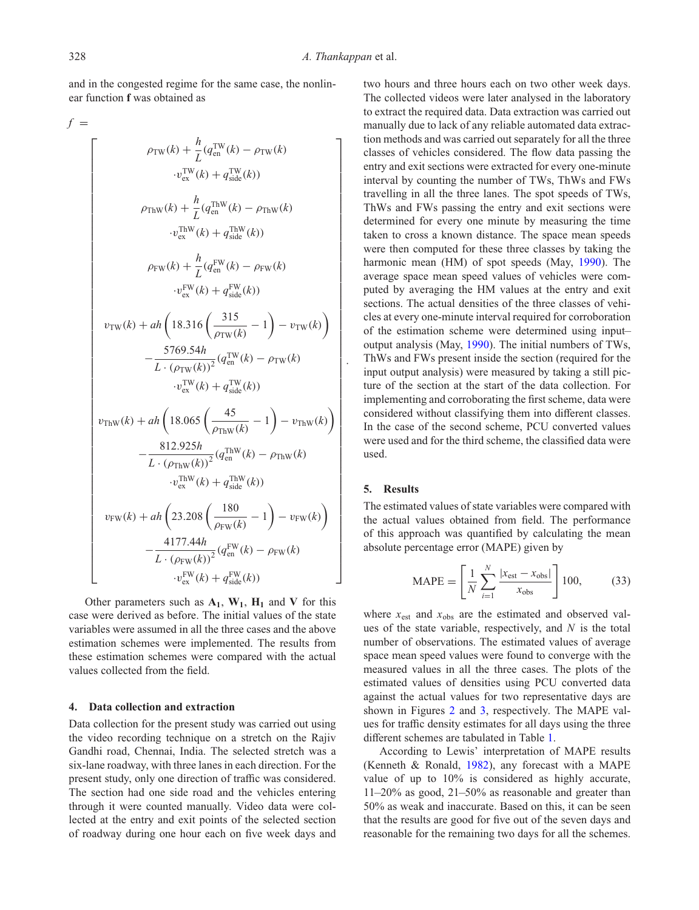and in the congested regime for the same case, the nonlinear function **f** was obtained as

$$
f = \begin{bmatrix}
\rho_{\mathrm{TW}}(k) + \dfrac{h}{L}(q_{\mathrm{en}}^{\mathrm{TW}}(k) - \rho_{\mathrm{TW}}(k) \\
\cdot v_{\mathrm{ex}}^{\mathrm{TW}}(k) + q_{\mathrm{side}}^{\mathrm{TW}}(k)) \\
\rho_{\mathrm{ThW}}(k) + \dfrac{h}{L}(q_{\mathrm{en}}^{\mathrm{ThW}}(k) - \rho_{\mathrm{ThW}}(k) \\
\cdot v_{\mathrm{ex}}^{\mathrm{ThW}}(k) + q_{\mathrm{side}}^{\mathrm{ThW}}(k)) \\
\rho_{\mathrm{FW}}(k) + \dfrac{h}{L}(q_{\mathrm{en}}^{\mathrm{FW}}(k) - \rho_{\mathrm{FW}}(k) \\
\cdot v_{\mathrm{ex}}^{\mathrm{FW}}(k) + q_{\mathrm{side}}^{\mathrm{FW}}(k)) \\
v_{\mathrm{TW}}(k) + ah\left(18.316\left(\dfrac{315}{\rho_{\mathrm{TW}}(k)} - 1\right) - v_{\mathrm{TW}}(k)\right) \\
-\dfrac{5769.54h}{L \cdot (\rho_{\mathrm{TW}}(k))^2}(q_{\mathrm{en}}^{\mathrm{TW}}(k) - \rho_{\mathrm{TW}}(k) \\
\cdot v_{\mathrm{ex}}^{\mathrm{TW}}(k) + q_{\mathrm{side}}^{\mathrm{TW}}(k)) \\
v_{\mathrm{ThW}}(k) + ah\left(18.065\left(\dfrac{45}{\rho_{\mathrm{ThW}}(k)} - 1\right) - v_{\mathrm{ThW}}(k)\right) \\
-\dfrac{812.925h}{L \cdot (\rho_{\mathrm{ThW}}(k))^2}(q_{\mathrm{en}}^{\mathrm{TW}}(k) - \rho_{\mathrm{ThW}}(k) \\
\cdot v_{\mathrm{ex}}^{\mathrm{ThW}}(k) + q_{\mathrm{side}}^{\mathrm{ThW}}(k)) \\
v_{\mathrm{FW}}(k) + ah\left(23.208\left(\dfrac{180}{\rho_{\mathrm{FW}}(k)} - 1\right) - v_{\mathrm{FW}}(k)\right) \\
-\dfrac{4177.44h}{L \cdot (\rho_{\mathrm{FW}}(k))^2}(q_{\mathrm{en}}^{\mathrm{FW}}(k) - \rho_{\mathrm{FW}}(k) \\
\cdot v_{\mathrm{ex}}^{\mathrm{FW}}(k) + q_{\mathrm{side}}^{\mathrm{FW}}(k))
\end{bmatrix}.
$$

Other parameters such as $\mathbf{A_1}$, $\mathbf{W_1}$, $\mathbf{H_1}$ and $\mathbf{V}$ for this case were derived as before. The initial values of the state variables were assumed in all the three cases and the above estimation schemes were implemented. The results from these estimation schemes were compared with the actual values collected from the field.

## 4. Data collection and extraction

Data collection for the present study was carried out using the video recording technique on a stretch on the Rajiv Gandhi road, Chennai, India. The selected stretch was a six-lane roadway, with three lanes in each direction. For the present study, only one direction of traffic was considered. The section had one side road and the vehicles entering through it were counted manually. Video data were collected at the entry and exit points of the selected section of roadway during one hour each on five week days and two hours and three hours each on two other week days. The collected videos were later analysed in the laboratory to extract the required data. Data extraction was carried out manually due to lack of any reliable automated data extraction methods and was carried out separately for all the three classes of vehicles considered. The flow data passing the entry and exit sections were extracted for every one-minute interval by counting the number of TWs, ThWs and FWs travelling in all the three lanes. The spot speeds of TWs, ThWs and FWs passing the entry and exit sections were determined for every one minute by measuring the time taken to cross a known distance. The space mean speeds were then computed for these three classes by taking the harmonic mean (HM) of spot speeds (May, 1990). The average space mean speed values of vehicles were computed by averaging the HM values at the entry and exit sections. The actual densities of the three classes of vehicles at every one-minute interval required for corroboration of the estimation scheme were determined using input–output analysis (May, 1990). The initial numbers of TWs, ThWs and FWs present inside the section (required for the input output analysis) were measured by taking a still picture of the section at the start of the data collection. For implementing and corroborating the first scheme, data were considered without classifying them into different classes. In the case of the second scheme, PCU converted values were used and for the third scheme, the classified data were used.

## 5. Results

The estimated values of state variables were compared with the actual values obtained from field. The performance of this approach was quantified by calculating the mean absolute percentage error (MAPE) given by

$$
\mathrm{MAPE} = \left[\frac{1}{N}\sum_{i=1}^{N}\frac{|x_{\mathrm{est}} - x_{\mathrm{obs}}|}{x_{\mathrm{obs}}}\right]100, \tag{33}
$$

where $x_{\mathrm{est}}$ and $x_{\mathrm{obs}}$ are the estimated and observed values of the state variable, respectively, and $N$ is the total number of observations. The estimated values of average space mean speed values were found to converge with the measured values in all the three cases. The plots of the estimated values of densities using PCU converted data against the actual values for two representative days are shown in Figures 2 and 3, respectively. The MAPE values for traffic density estimates for all days using the three different schemes are tabulated in Table 1.

According to Lewis' interpretation of MAPE results (Kenneth & Ronald, 1982), any forecast with a MAPE value of up to 10% is considered as highly accurate, 11–20% as good, 21–50% as reasonable and greater than 50% as weak and inaccurate. Based on this, it can be seen that the results are good for five out of the seven days and reasonable for the remaining two days for all the schemes.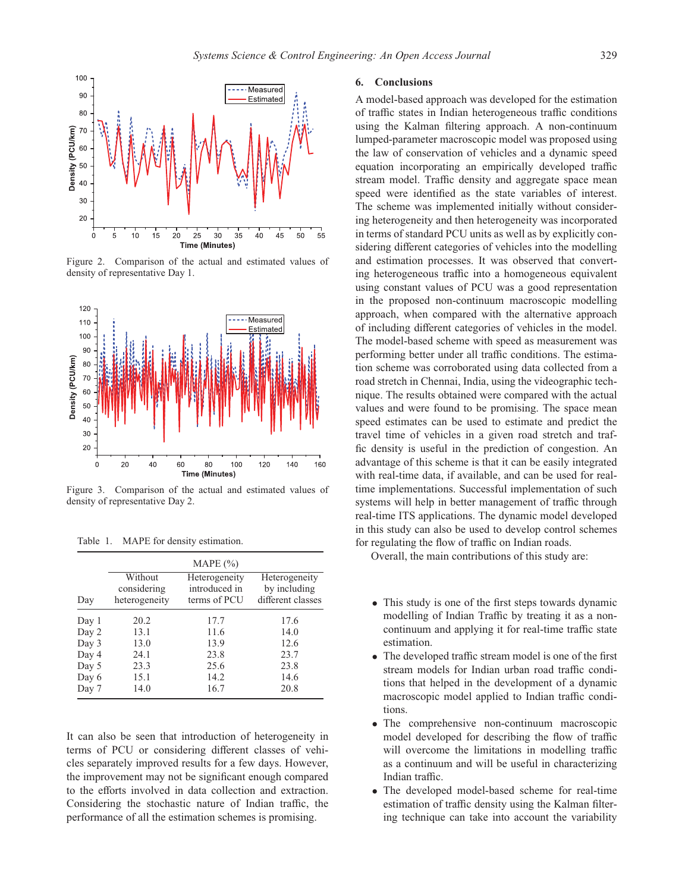Figure 2. Comparison of the actual and estimated values of density of representative Day 1.

Figure 3. Comparison of the actual and estimated values of density of representative Day 2.

Table 1. MAPE for density estimation.

| Day | MAPE (%) Without considering heterogeneity | Heterogeneity introduced in terms of PCU | Heterogeneity by including different classes |
|---|---|---|---|
| Day 1 | 20.2 | 17.7 | 17.6 |
| Day 2 | 13.1 | 11.6 | 14.0 |
| Day 3 | 13.0 | 13.9 | 12.6 |
| Day 4 | 24.1 | 23.8 | 23.7 |
| Day 5 | 23.3 | 25.6 | 23.8 |
| Day 6 | 15.1 | 14.2 | 14.6 |
| Day 7 | 14.0 | 16.7 | 20.8 |

It can also be seen that introduction of heterogeneity in terms of PCU or considering different classes of vehicles separately improved results for a few days. However, the improvement may not be significant enough compared to the efforts involved in data collection and extraction. Considering the stochastic nature of Indian traffic, the performance of all the estimation schemes is promising.

## 6. Conclusions

A model-based approach was developed for the estimation of traffic states in Indian heterogeneous traffic conditions using the Kalman filtering approach. A non-continuum lumped-parameter macroscopic model was proposed using the law of conservation of vehicles and a dynamic speed equation incorporating an empirically developed traffic stream model. Traffic density and aggregate space mean speed were identified as the state variables of interest. The scheme was implemented initially without considering heterogeneity and then heterogeneity was incorporated in terms of standard PCU units as well as by explicitly considering different categories of vehicles into the modelling and estimation processes. It was observed that converting heterogeneous traffic into a homogeneous equivalent using constant values of PCU was a good representation in the proposed non-continuum macroscopic modelling approach, when compared with the alternative approach of including different categories of vehicles in the model. The model-based scheme with speed as measurement was performing better under all traffic conditions. The estimation scheme was corroborated using data collected from a road stretch in Chennai, India, using the videographic technique. The results obtained were compared with the actual values and were found to be promising. The space mean speed estimates can be used to estimate and predict the travel time of vehicles in a given road stretch and traffic density is useful in the prediction of congestion. An advantage of this scheme is that it can be easily integrated with real-time data, if available, and can be used for real-time implementations. Successful implementation of such systems will help in better management of traffic through real-time ITS applications. The dynamic model developed in this study can also be used to develop control schemes for regulating the flow of traffic on Indian roads.

Overall, the main contributions of this study are:

- This study is one of the first steps towards dynamic modelling of Indian Traffic by treating it as a non-continuum and applying it for real-time traffic state estimation.
- The developed traffic stream model is one of the first stream models for Indian urban road traffic conditions that helped in the development of a dynamic macroscopic model applied to Indian traffic conditions.
- The comprehensive non-continuum macroscopic model developed for describing the flow of traffic will overcome the limitations in modelling traffic as a continuum and will be useful in characterizing Indian traffic.
- The developed model-based scheme for real-time estimation of traffic density using the Kalman filtering technique can take into account the variability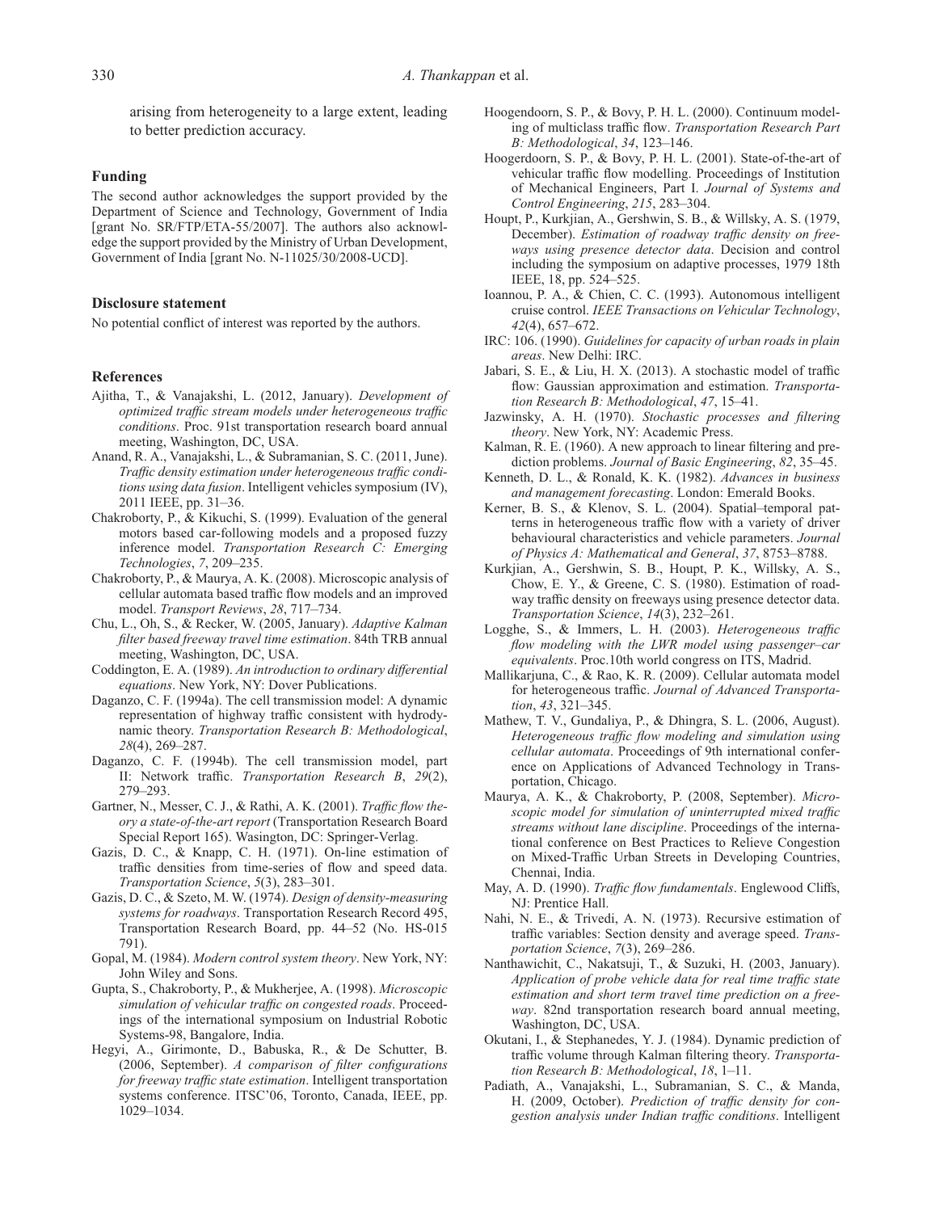arising from heterogeneity to a large extent, leading to better prediction accuracy.

## Funding

The second author acknowledges the support provided by the Department of Science and Technology, Government of India [grant No. SR/FTP/ETA-55/2007]. The authors also acknowledge the support provided by the Ministry of Urban Development, Government of India [grant No. N-11025/30/2008-UCD].

## Disclosure statement

No potential conflict of interest was reported by the authors.

## References

Ajitha, T., & Vanajakshi, L. (2012, January). *Development of optimized traffic stream models under heterogeneous traffic conditions*. Proc. 91st transportation research board annual meeting, Washington, DC, USA.

Anand, R. A., Vanajakshi, L., & Subramanian, S. C. (2011, June). *Traffic density estimation under heterogeneous traffic conditions using data fusion*. Intelligent vehicles symposium (IV), 2011 IEEE, pp. 31–36.

Chakroborty, P., & Kikuchi, S. (1999). Evaluation of the general motors based car-following models and a proposed fuzzy inference model. *Transportation Research C: Emerging Technologies*, *7*, 209–235.

Chakroborty, P., & Maurya, A. K. (2008). Microscopic analysis of cellular automata based traffic flow models and an improved model. *Transport Reviews*, *28*, 717–734.

Chu, L., Oh, S., & Recker, W. (2005, January). *Adaptive Kalman filter based freeway travel time estimation*. 84th TRB annual meeting, Washington, DC, USA.

Coddington, E. A. (1989). *An introduction to ordinary differential equations*. New York, NY: Dover Publications.

Daganzo, C. F. (1994a). The cell transmission model: A dynamic representation of highway traffic consistent with hydrodynamic theory. *Transportation Research B: Methodological*, *28*(4), 269–287.

Daganzo, C. F. (1994b). The cell transmission model, part II: Network traffic. *Transportation Research B*, *29*(2), 279–293.

Gartner, N., Messer, C. J., & Rathi, A. K. (2001). *Traffic flow theory a state-of-the-art report* (Transportation Research Board Special Report 165). Wasington, DC: Springer-Verlag.

Gazis, D. C., & Knapp, C. H. (1971). On-line estimation of traffic densities from time-series of flow and speed data. *Transportation Science*, *5*(3), 283–301.

Gazis, D. C., & Szeto, M. W. (1974). *Design of density-measuring systems for roadways*. Transportation Research Record 495, Transportation Research Board, pp. 44–52 (No. HS-015 791).

Gopal, M. (1984). *Modern control system theory*. New York, NY: John Wiley and Sons.

Gupta, S., Chakroborty, P., & Mukherjee, A. (1998). *Microscopic simulation of vehicular traffic on congested roads*. Proceedings of the international symposium on Industrial Robotic Systems-98, Bangalore, India.

Hegyi, A., Girimonte, D., Babuska, R., & De Schutter, B. (2006, September). *A comparison of filter configurations for freeway traffic state estimation*. Intelligent transportation systems conference. ITSC'06, Toronto, Canada, IEEE, pp. 1029–1034.

Hoogendoorn, S. P., & Bovy, P. H. L. (2000). Continuum modeling of multiclass traffic flow. *Transportation Research Part B: Methodological*, *34*, 123–146.

Hoogerdoorn, S. P., & Bovy, P. H. L. (2001). State-of-the-art of vehicular traffic flow modelling. Proceedings of Institution of Mechanical Engineers, Part I. *Journal of Systems and Control Engineering*, *215*, 283–304.

Houpt, P., Kurkjian, A., Gershwin, S. B., & Willsky, A. S. (1979, December). *Estimation of roadway traffic density on freeways using presence detector data*. Decision and control including the symposium on adaptive processes, 1979 18th IEEE, 18, pp. 524–525.

Ioannou, P. A., & Chien, C. C. (1993). Autonomous intelligent cruise control. *IEEE Transactions on Vehicular Technology*, *42*(4), 657–672.

IRC: 106. (1990). *Guidelines for capacity of urban roads in plain areas*. New Delhi: IRC.

Jabari, S. E., & Liu, H. X. (2013). A stochastic model of traffic flow: Gaussian approximation and estimation. *Transportation Research B: Methodological*, *47*, 15–41.

Jazwinsky, A. H. (1970). *Stochastic processes and filtering theory*. New York, NY: Academic Press.

Kalman, R. E. (1960). A new approach to linear filtering and prediction problems. *Journal of Basic Engineering*, *82*, 35–45.

Kenneth, D. L., & Ronald, K. K. (1982). *Advances in business and management forecasting*. London: Emerald Books.

Kerner, B. S., & Klenov, S. L. (2004). Spatial–temporal patterns in heterogeneous traffic flow with a variety of driver behavioural characteristics and vehicle parameters. *Journal of Physics A: Mathematical and General*, *37*, 8753–8788.

Kurkjian, A., Gershwin, S. B., Houpt, P. K., Willsky, A. S., Chow, E. Y., & Greene, C. S. (1980). Estimation of roadway traffic density on freeways using presence detector data. *Transportation Science*, *14*(3), 232–261.

Logghe, S., & Immers, L. H. (2003). *Heterogeneous traffic flow modeling with the LWR model using passenger–car equivalents*. Proc.10th world congress on ITS, Madrid.

Mallikarjuna, C., & Rao, K. R. (2009). Cellular automata model for heterogeneous traffic. *Journal of Advanced Transportation*, *43*, 321–345.

Mathew, T. V., Gundaliya, P., & Dhingra, S. L. (2006, August). *Heterogeneous traffic flow modeling and simulation using cellular automata*. Proceedings of 9th international conference on Applications of Advanced Technology in Transportation, Chicago.

Maurya, A. K., & Chakroborty, P. (2008, September). *Microscopic model for simulation of uninterrupted mixed traffic streams without lane discipline*. Proceedings of the international conference on Best Practices to Relieve Congestion on Mixed-Traffic Urban Streets in Developing Countries, Chennai, India.

May, A. D. (1990). *Traffic flow fundamentals*. Englewood Cliffs, NJ: Prentice Hall.

Nahi, N. E., & Trivedi, A. N. (1973). Recursive estimation of traffic variables: Section density and average speed. *Transportation Science*, *7*(3), 269–286.

Nanthawichit, C., Nakatsuji, T., & Suzuki, H. (2003, January). *Application of probe vehicle data for real time traffic state estimation and short term travel time prediction on a freeway*. 82nd transportation research board annual meeting, Washington, DC, USA.

Okutani, I., & Stephanedes, Y. J. (1984). Dynamic prediction of traffic volume through Kalman filtering theory. *Transportation Research B: Methodological*, *18*, 1–11.

Padiath, A., Vanajakshi, L., Subramanian, S. C., & Manda, H. (2009, October). *Prediction of traffic density for congestion analysis under Indian traffic conditions*. Intelligent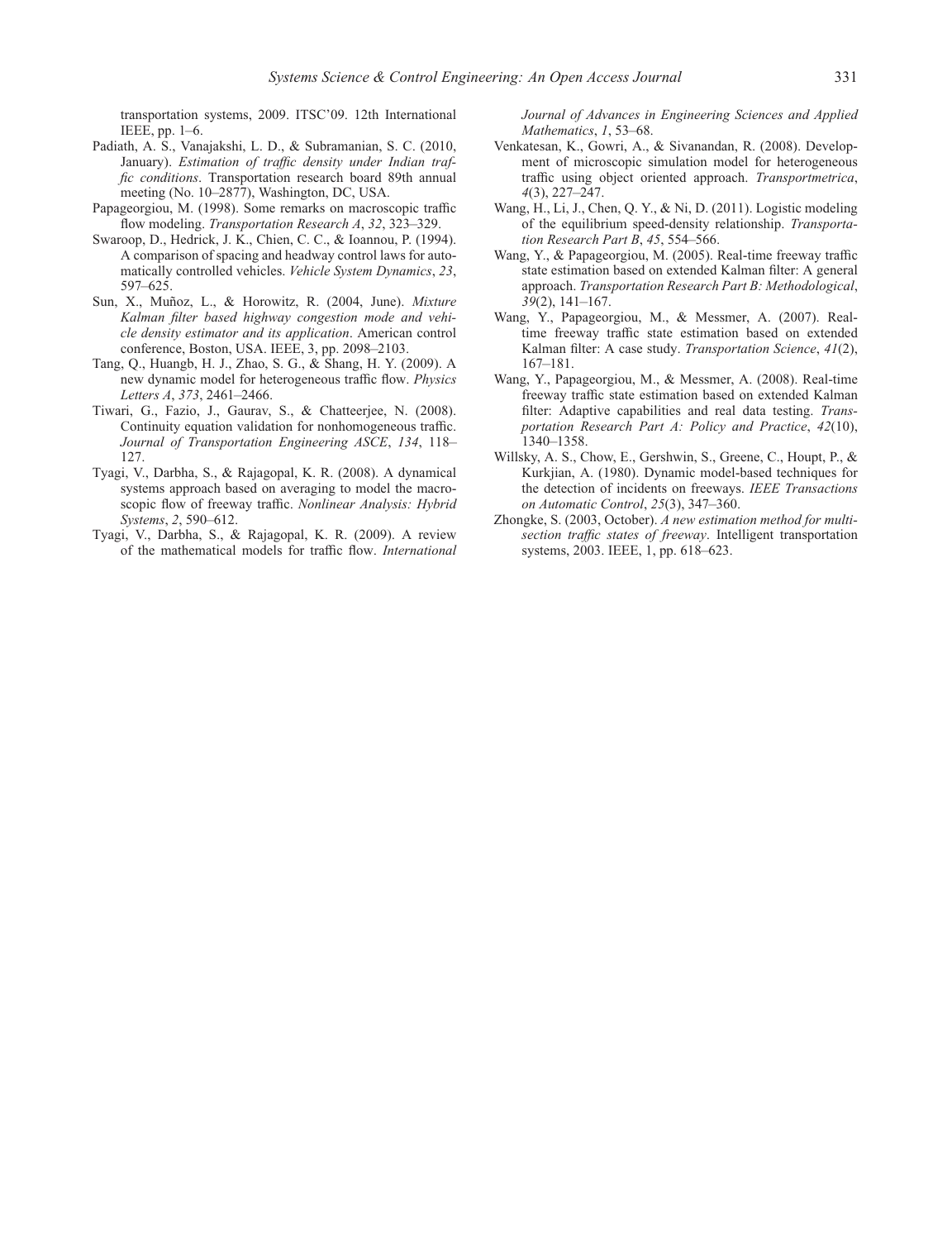transportation systems, 2009. ITSC'09. 12th International IEEE, pp. 1–6.

Padiath, A. S., Vanajakshi, L. D., & Subramanian, S. C. (2010, January). *Estimation of traffic density under Indian traffic conditions*. Transportation research board 89th annual meeting (No. 10–2877), Washington, DC, USA.

Papageorgiou, M. (1998). Some remarks on macroscopic traffic flow modeling. *Transportation Research A*, *32*, 323–329.

Swaroop, D., Hedrick, J. K., Chien, C. C., & Ioannou, P. (1994). A comparison of spacing and headway control laws for automatically controlled vehicles. *Vehicle System Dynamics*, *23*, 597–625.

Sun, X., Muñoz, L., & Horowitz, R. (2004, June). *Mixture Kalman filter based highway congestion mode and vehicle density estimator and its application*. American control conference, Boston, USA. IEEE, 3, pp. 2098–2103.

Tang, Q., Huangb, H. J., Zhao, S. G., & Shang, H. Y. (2009). A new dynamic model for heterogeneous traffic flow. *Physics Letters A*, *373*, 2461–2466.

Tiwari, G., Fazio, J., Gaurav, S., & Chatteerjee, N. (2008). Continuity equation validation for nonhomogeneous traffic. *Journal of Transportation Engineering ASCE*, *134*, 118–127.

Tyagi, V., Darbha, S., & Rajagopal, K. R. (2008). A dynamical systems approach based on averaging to model the macroscopic flow of freeway traffic. *Nonlinear Analysis: Hybrid Systems*, *2*, 590–612.

Tyagi, V., Darbha, S., & Rajagopal, K. R. (2009). A review of the mathematical models for traffic flow. *International Journal of Advances in Engineering Sciences and Applied Mathematics*, *1*, 53–68.

Venkatesan, K., Gowri, A., & Sivanandan, R. (2008). Development of microscopic simulation model for heterogeneous traffic using object oriented approach. *Transportmetrica*, *4*(3), 227–247.

Wang, H., Li, J., Chen, Q. Y., & Ni, D. (2011). Logistic modeling of the equilibrium speed-density relationship. *Transportation Research Part B*, *45*, 554–566.

Wang, Y., & Papageorgiou, M. (2005). Real-time freeway traffic state estimation based on extended Kalman filter: A general approach. *Transportation Research Part B: Methodological*, *39*(2), 141–167.

Wang, Y., Papageorgiou, M., & Messmer, A. (2007). Real-time freeway traffic state estimation based on extended Kalman filter: A case study. *Transportation Science*, *41*(2), 167–181.

Wang, Y., Papageorgiou, M., & Messmer, A. (2008). Real-time freeway traffic state estimation based on extended Kalman filter: Adaptive capabilities and real data testing. *Transportation Research Part A: Policy and Practice*, *42*(10), 1340–1358.

Willsky, A. S., Chow, E., Gershwin, S., Greene, C., Houpt, P., & Kurkjian, A. (1980). Dynamic model-based techniques for the detection of incidents on freeways. *IEEE Transactions on Automatic Control*, *25*(3), 347–360.

Zhongke, S. (2003, October). *A new estimation method for multi-section traffic states of freeway*. Intelligent transportation systems, 2003. IEEE, 1, pp. 618–623.